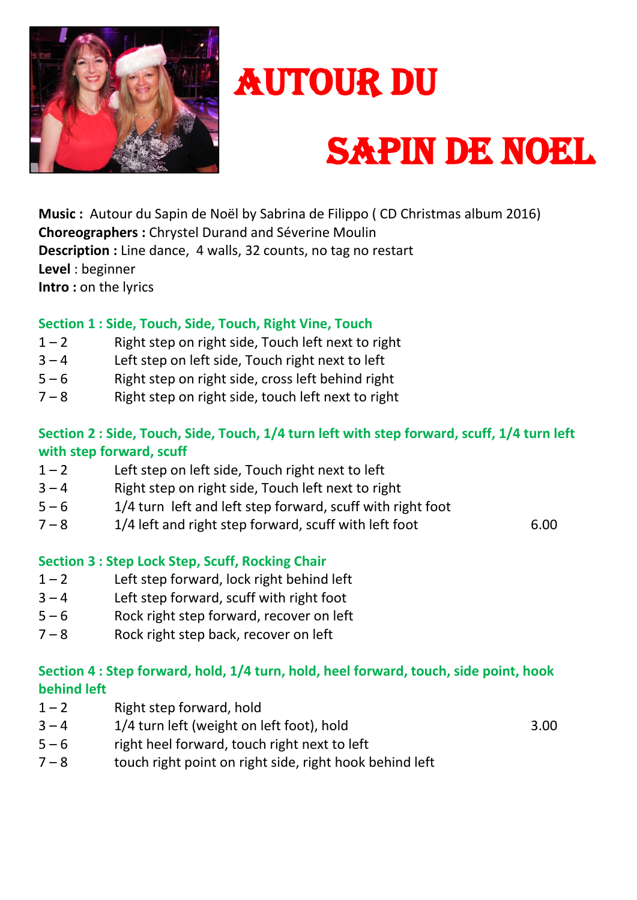# AUTOUR DU SAPIN DE NOEL

**Music :** Autour du Sapin de Noël by Sabrina de Filippo ( CD Christmas album 2016)
**Choreographers :** Chrystel Durand and Séverine Moulin
**Description :** Line dance, 4 walls, 32 counts, no tag no restart
**Level** : beginner
**Intro :** on the lyrics

### Section 1 : Side, Touch, Side, Touch, Right Vine, Touch

1 – 2 Right step on right side, Touch left next to right
3 – 4 Left step on left side, Touch right next to left
5 – 6 Right step on right side, cross left behind right
7 – 8 Right step on right side, touch left next to right

### Section 2 : Side, Touch, Side, Touch, 1/4 turn left with step forward, scuff, 1/4 turn left with step forward, scuff

1 – 2 Left step on left side, Touch right next to left
3 – 4 Right step on right side, Touch left next to right
5 – 6 1/4 turn left and left step forward, scuff with right foot
7 – 8 1/4 left and right step forward, scuff with left foot 6.00

### Section 3 : Step Lock Step, Scuff, Rocking Chair

1 – 2 Left step forward, lock right behind left
3 – 4 Left step forward, scuff with right foot
5 – 6 Rock right step forward, recover on left
7 – 8 Rock right step back, recover on left

### Section 4 : Step forward, hold, 1/4 turn, hold, heel forward, touch, side point, hook behind left

1 – 2 Right step forward, hold
3 – 4 1/4 turn left (weight on left foot), hold 3.00
5 – 6 right heel forward, touch right next to left
7 – 8 touch right point on right side, right hook behind left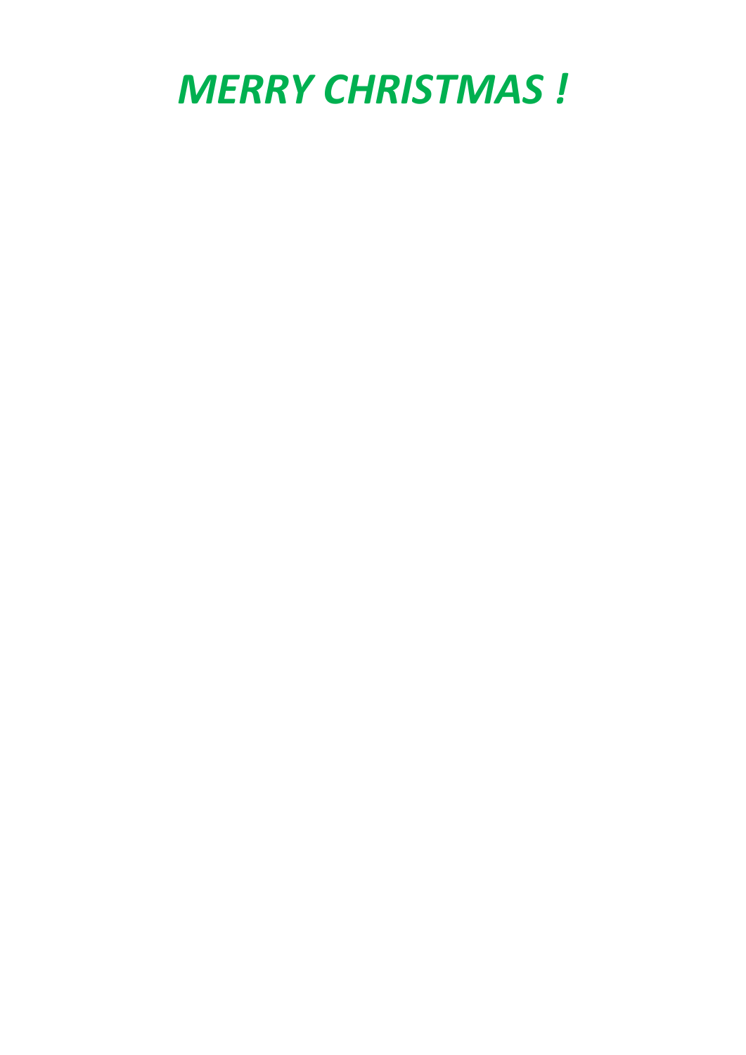***MERRY CHRISTMAS !***